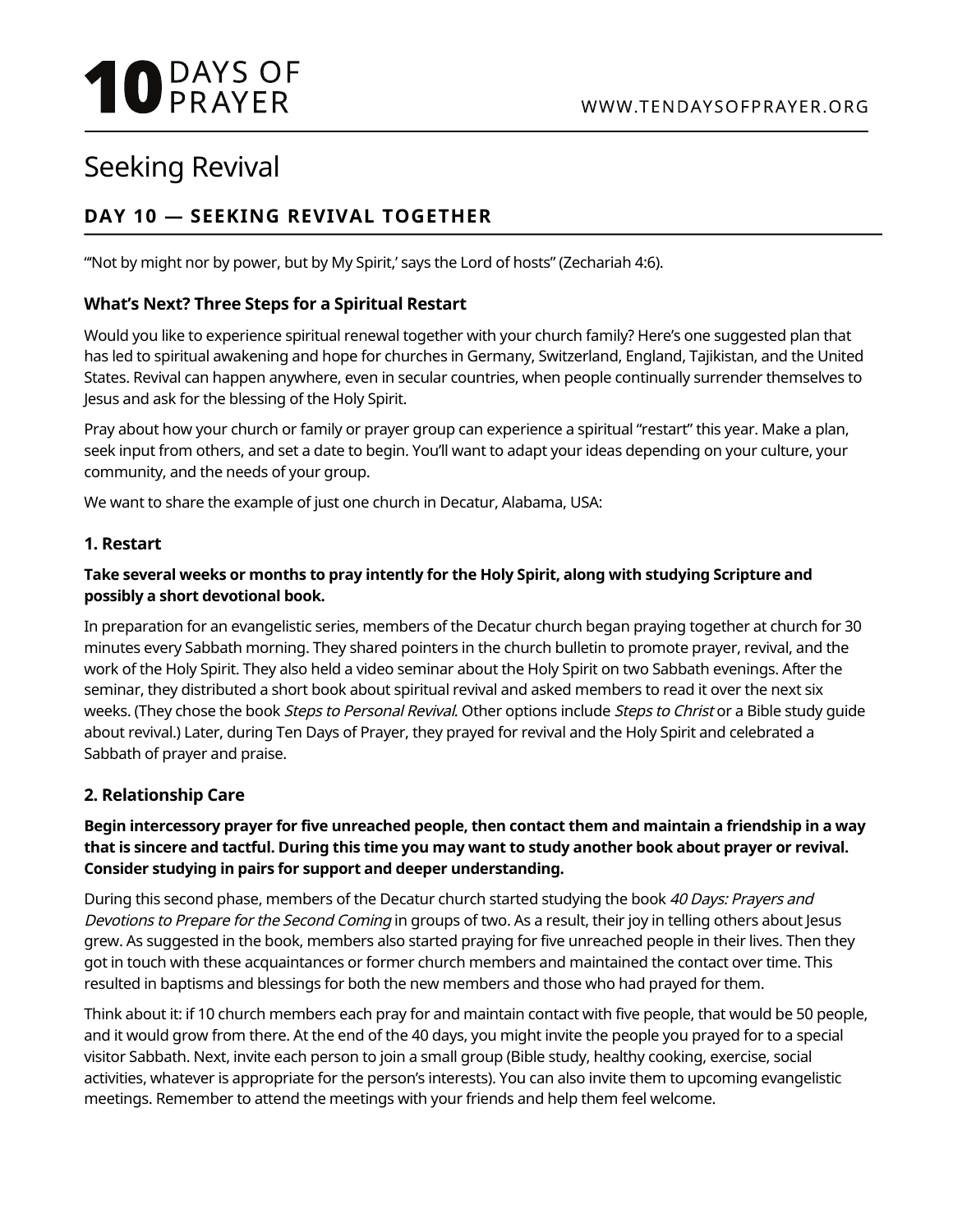# Seeking Revival

## DAY 10 — SEEKING REVIVAL TOGETHER

"'Not by might nor by power, but by My Spirit,' says the Lord of hosts" (Zechariah 4:6).

### What's Next? Three Steps for a Spiritual Restart

Would you like to experience spiritual renewal together with your church family? Here's one suggested plan that has led to spiritual awakening and hope for churches in Germany, Switzerland, England, Tajikistan, and the United States. Revival can happen anywhere, even in secular countries, when people continually surrender themselves to Jesus and ask for the blessing of the Holy Spirit.

Pray about how your church or family or prayer group can experience a spiritual "restart" this year. Make a plan, seek input from others, and set a date to begin. You'll want to adapt your ideas depending on your culture, your community, and the needs of your group.

We want to share the example of just one church in Decatur, Alabama, USA:

### 1. Restart

**Take several weeks or months to pray intently for the Holy Spirit, along with studying Scripture and possibly a short devotional book.**

In preparation for an evangelistic series, members of the Decatur church began praying together at church for 30 minutes every Sabbath morning. They shared pointers in the church bulletin to promote prayer, revival, and the work of the Holy Spirit. They also held a video seminar about the Holy Spirit on two Sabbath evenings. After the seminar, they distributed a short book about spiritual revival and asked members to read it over the next six weeks. (They chose the book *Steps to Personal Revival*. Other options include *Steps to Christ* or a Bible study guide about revival.) Later, during Ten Days of Prayer, they prayed for revival and the Holy Spirit and celebrated a Sabbath of prayer and praise.

### 2. Relationship Care

**Begin intercessory prayer for five unreached people, then contact them and maintain a friendship in a way that is sincere and tactful. During this time you may want to study another book about prayer or revival. Consider studying in pairs for support and deeper understanding.**

During this second phase, members of the Decatur church started studying the book *40 Days: Prayers and Devotions to Prepare for the Second Coming* in groups of two. As a result, their joy in telling others about Jesus grew. As suggested in the book, members also started praying for five unreached people in their lives. Then they got in touch with these acquaintances or former church members and maintained the contact over time. This resulted in baptisms and blessings for both the new members and those who had prayed for them.

Think about it: if 10 church members each pray for and maintain contact with five people, that would be 50 people, and it would grow from there. At the end of the 40 days, you might invite the people you prayed for to a special visitor Sabbath. Next, invite each person to join a small group (Bible study, healthy cooking, exercise, social activities, whatever is appropriate for the person's interests). You can also invite them to upcoming evangelistic meetings. Remember to attend the meetings with your friends and help them feel welcome.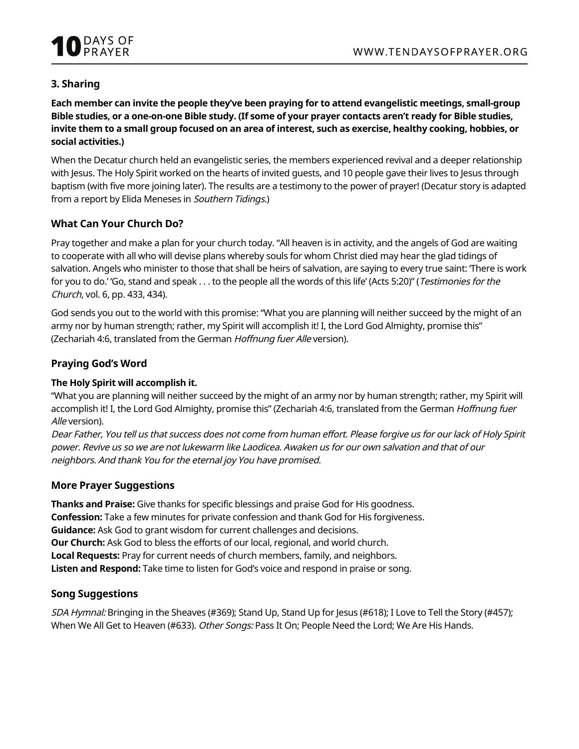### 3. Sharing

**Each member can invite the people they've been praying for to attend evangelistic meetings, small-group Bible studies, or a one-on-one Bible study. (If some of your prayer contacts aren't ready for Bible studies, invite them to a small group focused on an area of interest, such as exercise, healthy cooking, hobbies, or social activities.)**

When the Decatur church held an evangelistic series, the members experienced revival and a deeper relationship with Jesus. The Holy Spirit worked on the hearts of invited guests, and 10 people gave their lives to Jesus through baptism (with five more joining later). The results are a testimony to the power of prayer! (Decatur story is adapted from a report by Elida Meneses in *Southern Tidings*.)

## What Can Your Church Do?

Pray together and make a plan for your church today. "All heaven is in activity, and the angels of God are waiting to cooperate with all who will devise plans whereby souls for whom Christ died may hear the glad tidings of salvation. Angels who minister to those that shall be heirs of salvation, are saying to every true saint: 'There is work for you to do.' 'Go, stand and speak . . . to the people all the words of this life' (Acts 5:20)" (*Testimonies for the Church*, vol. 6, pp. 433, 434).

God sends you out to the world with this promise: "What you are planning will neither succeed by the might of an army nor by human strength; rather, my Spirit will accomplish it! I, the Lord God Almighty, promise this" (Zechariah 4:6, translated from the German *Hoffnung fuer Alle* version).

## Praying God's Word

**The Holy Spirit will accomplish it.**
"What you are planning will neither succeed by the might of an army nor by human strength; rather, my Spirit will accomplish it! I, the Lord God Almighty, promise this" (Zechariah 4:6, translated from the German *Hoffnung fuer Alle* version).
*Dear Father, You tell us that success does not come from human effort. Please forgive us for our lack of Holy Spirit power. Revive us so we are not lukewarm like Laodicea. Awaken us for our own salvation and that of our neighbors. And thank You for the eternal joy You have promised.*

## More Prayer Suggestions

**Thanks and Praise:** Give thanks for specific blessings and praise God for His goodness.
**Confession:** Take a few minutes for private confession and thank God for His forgiveness.
**Guidance:** Ask God to grant wisdom for current challenges and decisions.
**Our Church:** Ask God to bless the efforts of our local, regional, and world church.
**Local Requests:** Pray for current needs of church members, family, and neighbors.
**Listen and Respond:** Take time to listen for God's voice and respond in praise or song.

## Song Suggestions

*SDA Hymnal:* Bringing in the Sheaves (#369); Stand Up, Stand Up for Jesus (#618); I Love to Tell the Story (#457); When We All Get to Heaven (#633). *Other Songs:* Pass It On; People Need the Lord; We Are His Hands.